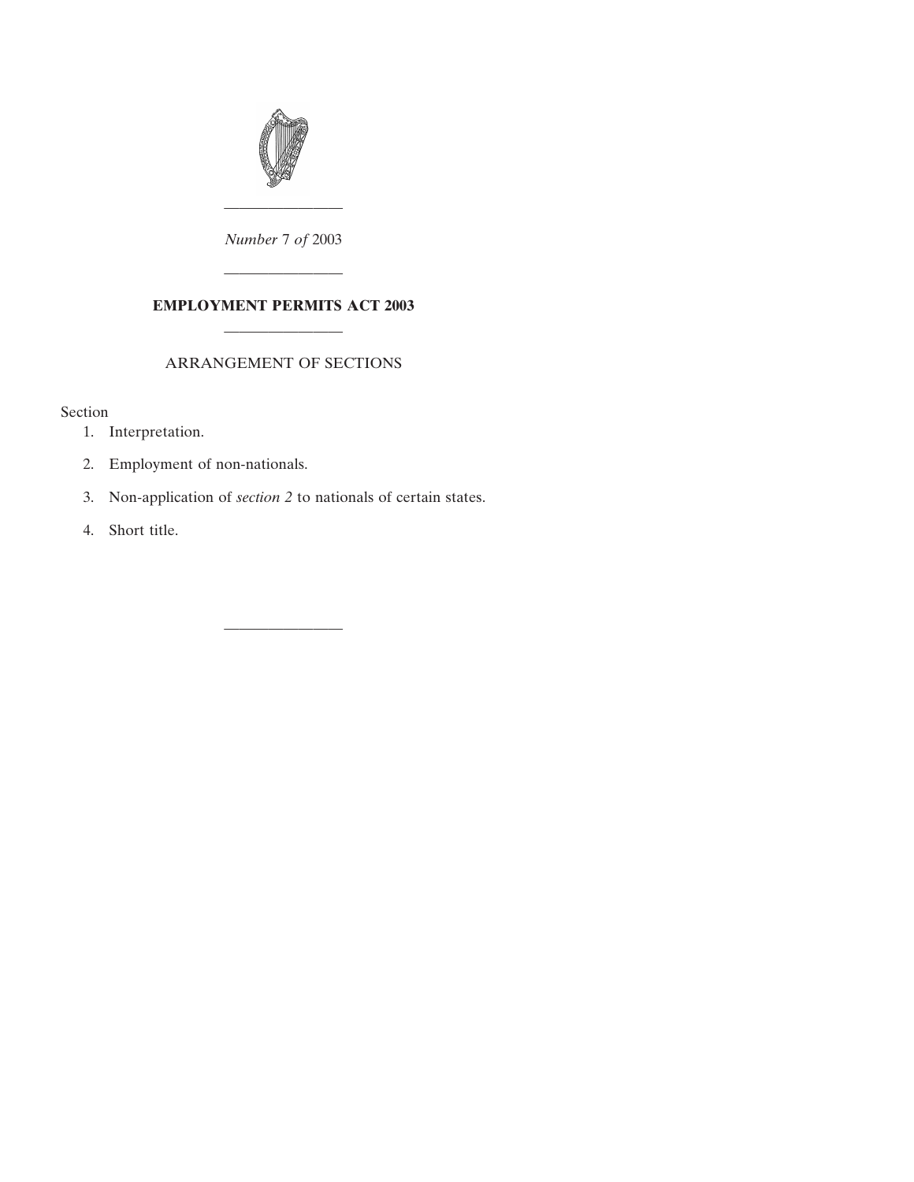*Number* 7 *of* 2003

---

# EMPLOYMENT PERMITS ACT 2003

---

ARRANGEMENT OF SECTIONS

Section

1. Interpretation.
2. Employment of non-nationals.
3. Non-application of *section 2* to nationals of certain states.
4. Short title.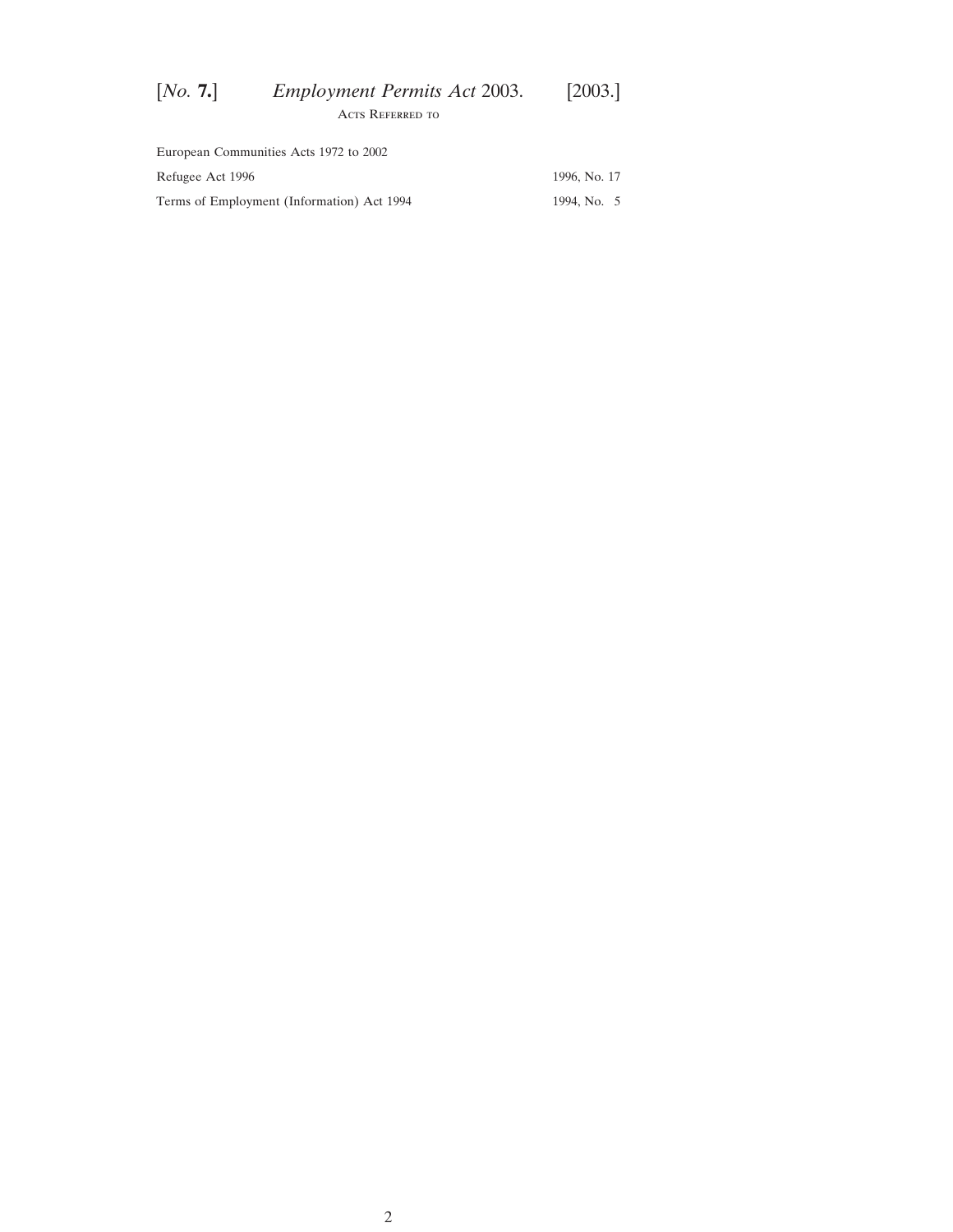## Acts Referred to

| | |
|---|---|
| European Communities Acts 1972 to 2002 | |
| Refugee Act 1996 | 1996, No. 17 |
| Terms of Employment (Information) Act 1994 | 1994, No. 5 |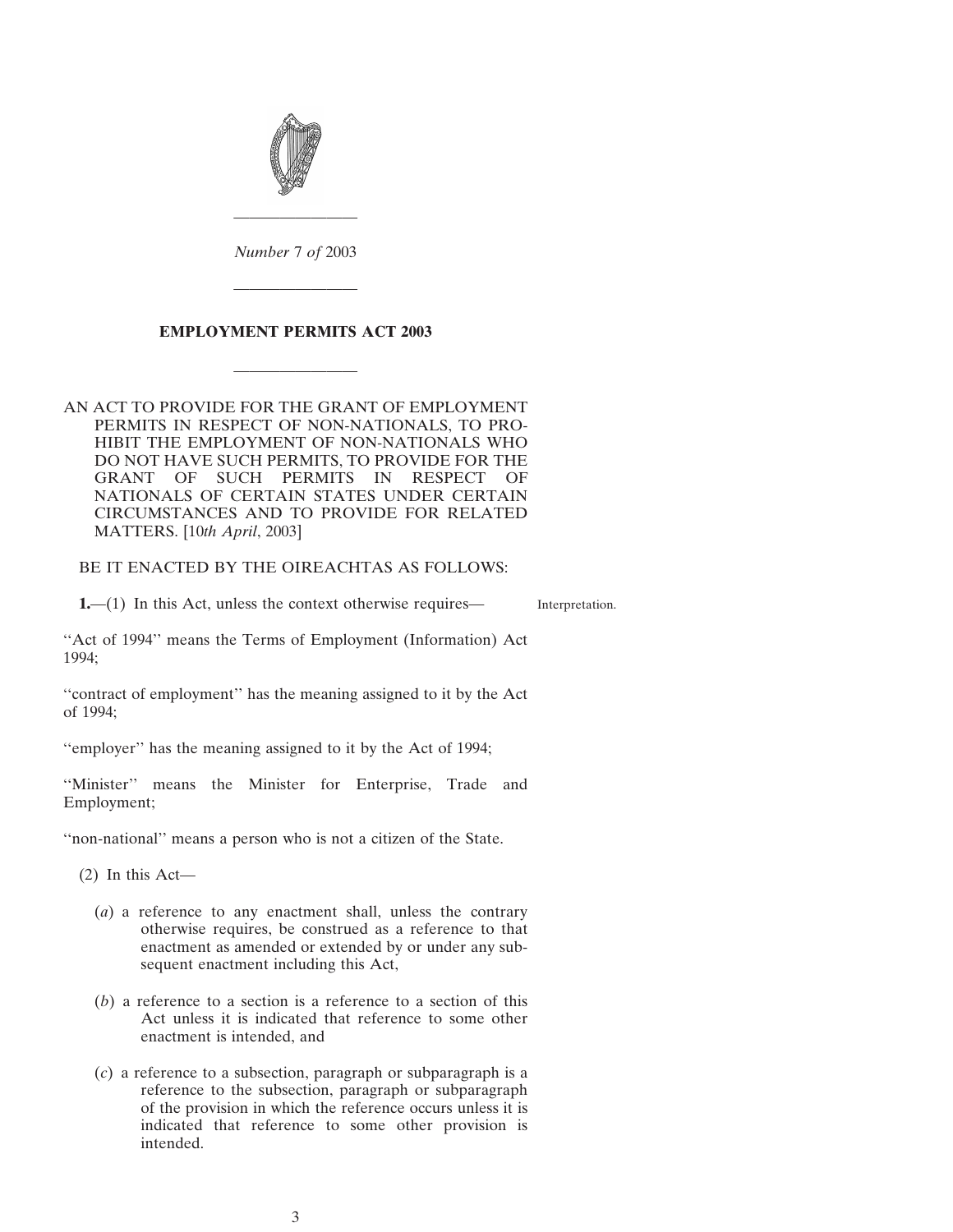*Number* 7 *of* 2003

---

# EMPLOYMENT PERMITS ACT 2003

---

AN ACT TO PROVIDE FOR THE GRANT OF EMPLOYMENT PERMITS IN RESPECT OF NON-NATIONALS, TO PROHIBIT THE EMPLOYMENT OF NON-NATIONALS WHO DO NOT HAVE SUCH PERMITS, TO PROVIDE FOR THE GRANT OF SUCH PERMITS IN RESPECT OF NATIONALS OF CERTAIN STATES UNDER CERTAIN CIRCUMSTANCES AND TO PROVIDE FOR RELATED MATTERS. [10*th April*, 2003]

BE IT ENACTED BY THE OIREACHTAS AS FOLLOWS:

**1.**—(1) In this Act, unless the context otherwise requires—

Interpretation.

''Act of 1994'' means the Terms of Employment (Information) Act 1994;

''contract of employment'' has the meaning assigned to it by the Act of 1994;

''employer'' has the meaning assigned to it by the Act of 1994;

''Minister'' means the Minister for Enterprise, Trade and Employment;

''non-national'' means a person who is not a citizen of the State.

(2) In this Act—

(*a*) a reference to any enactment shall, unless the contrary otherwise requires, be construed as a reference to that enactment as amended or extended by or under any subsequent enactment including this Act,

(*b*) a reference to a section is a reference to a section of this Act unless it is indicated that reference to some other enactment is intended, and

(*c*) a reference to a subsection, paragraph or subparagraph is a reference to the subsection, paragraph or subparagraph of the provision in which the reference occurs unless it is indicated that reference to some other provision is intended.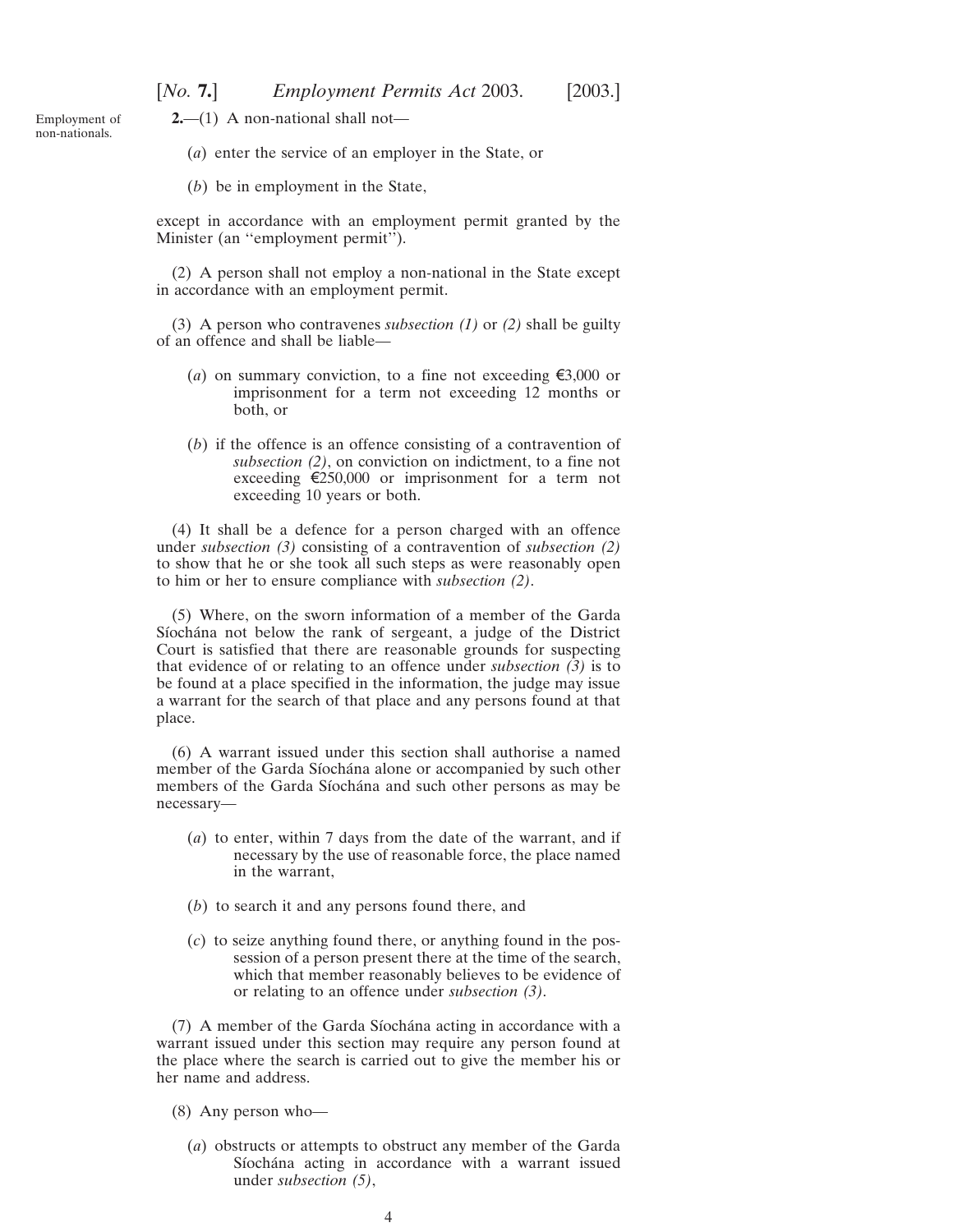Employment of non-nationals.

**2.**—(1) A non-national shall not—

(*a*) enter the service of an employer in the State, or

(*b*) be in employment in the State,

except in accordance with an employment permit granted by the Minister (an ''employment permit'').

(2) A person shall not employ a non-national in the State except in accordance with an employment permit.

(3) A person who contravenes *subsection (1)* or *(2)* shall be guilty of an offence and shall be liable—

(*a*) on summary conviction, to a fine not exceeding €3,000 or imprisonment for a term not exceeding 12 months or both, or

(*b*) if the offence is an offence consisting of a contravention of *subsection (2)*, on conviction on indictment, to a fine not exceeding €250,000 or imprisonment for a term not exceeding 10 years or both.

(4) It shall be a defence for a person charged with an offence under *subsection (3)* consisting of a contravention of *subsection (2)* to show that he or she took all such steps as were reasonably open to him or her to ensure compliance with *subsection (2)*.

(5) Where, on the sworn information of a member of the Garda Síochána not below the rank of sergeant, a judge of the District Court is satisfied that there are reasonable grounds for suspecting that evidence of or relating to an offence under *subsection (3)* is to be found at a place specified in the information, the judge may issue a warrant for the search of that place and any persons found at that place.

(6) A warrant issued under this section shall authorise a named member of the Garda Síochána alone or accompanied by such other members of the Garda Síochána and such other persons as may be necessary—

(*a*) to enter, within 7 days from the date of the warrant, and if necessary by the use of reasonable force, the place named in the warrant,

(*b*) to search it and any persons found there, and

(*c*) to seize anything found there, or anything found in the possession of a person present there at the time of the search, which that member reasonably believes to be evidence of or relating to an offence under *subsection (3)*.

(7) A member of the Garda Síochána acting in accordance with a warrant issued under this section may require any person found at the place where the search is carried out to give the member his or her name and address.

(8) Any person who—

(*a*) obstructs or attempts to obstruct any member of the Garda Síochána acting in accordance with a warrant issued under *subsection (5)*,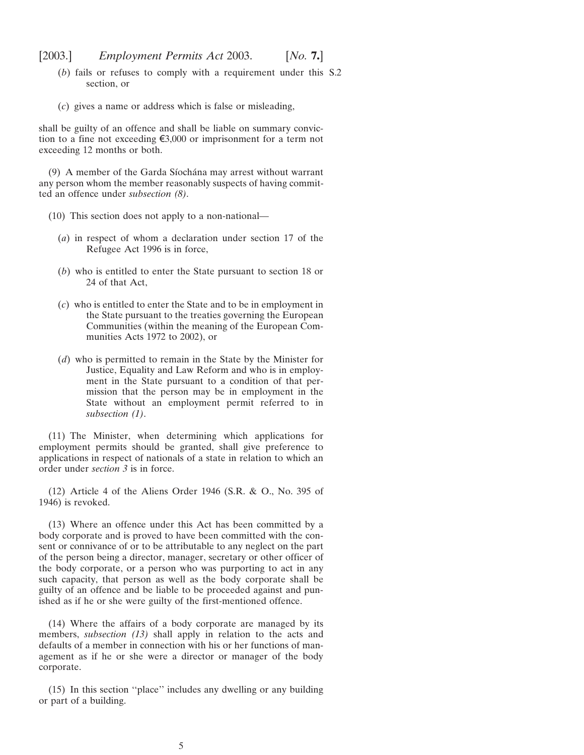(*b*) fails or refuses to comply with a requirement under this section, or

(*c*) gives a name or address which is false or misleading,

shall be guilty of an offence and shall be liable on summary conviction to a fine not exceeding €3,000 or imprisonment for a term not exceeding 12 months or both.

(9) A member of the Garda Síochána may arrest without warrant any person whom the member reasonably suspects of having committed an offence under *subsection (8)*.

(10) This section does not apply to a non-national—

(*a*) in respect of whom a declaration under section 17 of the Refugee Act 1996 is in force,

(*b*) who is entitled to enter the State pursuant to section 18 or 24 of that Act,

(*c*) who is entitled to enter the State and to be in employment in the State pursuant to the treaties governing the European Communities (within the meaning of the European Communities Acts 1972 to 2002), or

(*d*) who is permitted to remain in the State by the Minister for Justice, Equality and Law Reform and who is in employment in the State pursuant to a condition of that permission that the person may be in employment in the State without an employment permit referred to in *subsection (1)*.

(11) The Minister, when determining which applications for employment permits should be granted, shall give preference to applications in respect of nationals of a state in relation to which an order under *section 3* is in force.

(12) Article 4 of the Aliens Order 1946 (S.R. & O., No. 395 of 1946) is revoked.

(13) Where an offence under this Act has been committed by a body corporate and is proved to have been committed with the consent or connivance of or to be attributable to any neglect on the part of the person being a director, manager, secretary or other officer of the body corporate, or a person who was purporting to act in any such capacity, that person as well as the body corporate shall be guilty of an offence and be liable to be proceeded against and punished as if he or she were guilty of the first-mentioned offence.

(14) Where the affairs of a body corporate are managed by its members, *subsection (13)* shall apply in relation to the acts and defaults of a member in connection with his or her functions of management as if he or she were a director or manager of the body corporate.

(15) In this section ''place'' includes any dwelling or any building or part of a building.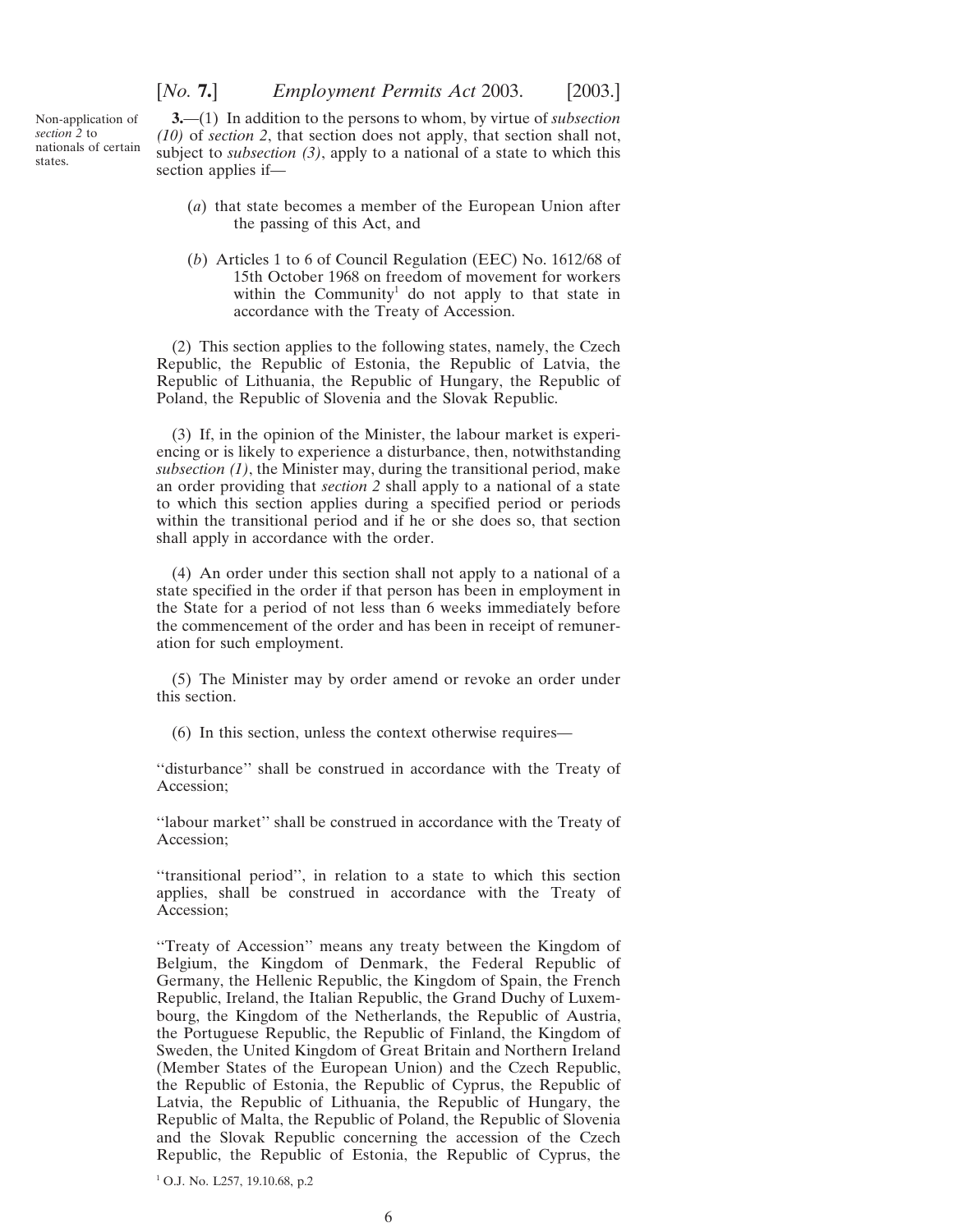Non-application of *section 2* to nationals of certain states.

**3.**—(1) In addition to the persons to whom, by virtue of *subsection (10)* of *section 2*, that section does not apply, that section shall not, subject to *subsection (3)*, apply to a national of a state to which this section applies if—

(*a*) that state becomes a member of the European Union after the passing of this Act, and

(*b*) Articles 1 to 6 of Council Regulation (EEC) No. 1612/68 of 15th October 1968 on freedom of movement for workers within the Community[1] do not apply to that state in accordance with the Treaty of Accession.

(2) This section applies to the following states, namely, the Czech Republic, the Republic of Estonia, the Republic of Latvia, the Republic of Lithuania, the Republic of Hungary, the Republic of Poland, the Republic of Slovenia and the Slovak Republic.

(3) If, in the opinion of the Minister, the labour market is experiencing or is likely to experience a disturbance, then, notwithstanding *subsection (1)*, the Minister may, during the transitional period, make an order providing that *section 2* shall apply to a national of a state to which this section applies during a specified period or periods within the transitional period and if he or she does so, that section shall apply in accordance with the order.

(4) An order under this section shall not apply to a national of a state specified in the order if that person has been in employment in the State for a period of not less than 6 weeks immediately before the commencement of the order and has been in receipt of remuneration for such employment.

(5) The Minister may by order amend or revoke an order under this section.

(6) In this section, unless the context otherwise requires—

''disturbance'' shall be construed in accordance with the Treaty of Accession;

''labour market'' shall be construed in accordance with the Treaty of Accession;

''transitional period'', in relation to a state to which this section applies, shall be construed in accordance with the Treaty of Accession;

''Treaty of Accession'' means any treaty between the Kingdom of Belgium, the Kingdom of Denmark, the Federal Republic of Germany, the Hellenic Republic, the Kingdom of Spain, the French Republic, Ireland, the Italian Republic, the Grand Duchy of Luxembourg, the Kingdom of the Netherlands, the Republic of Austria, the Portuguese Republic, the Republic of Finland, the Kingdom of Sweden, the United Kingdom of Great Britain and Northern Ireland (Member States of the European Union) and the Czech Republic, the Republic of Estonia, the Republic of Cyprus, the Republic of Latvia, the Republic of Lithuania, the Republic of Hungary, the Republic of Malta, the Republic of Poland, the Republic of Slovenia and the Slovak Republic concerning the accession of the Czech Republic, the Republic of Estonia, the Republic of Cyprus, the

[1] O.J. No. L257, 19.10.68, p.2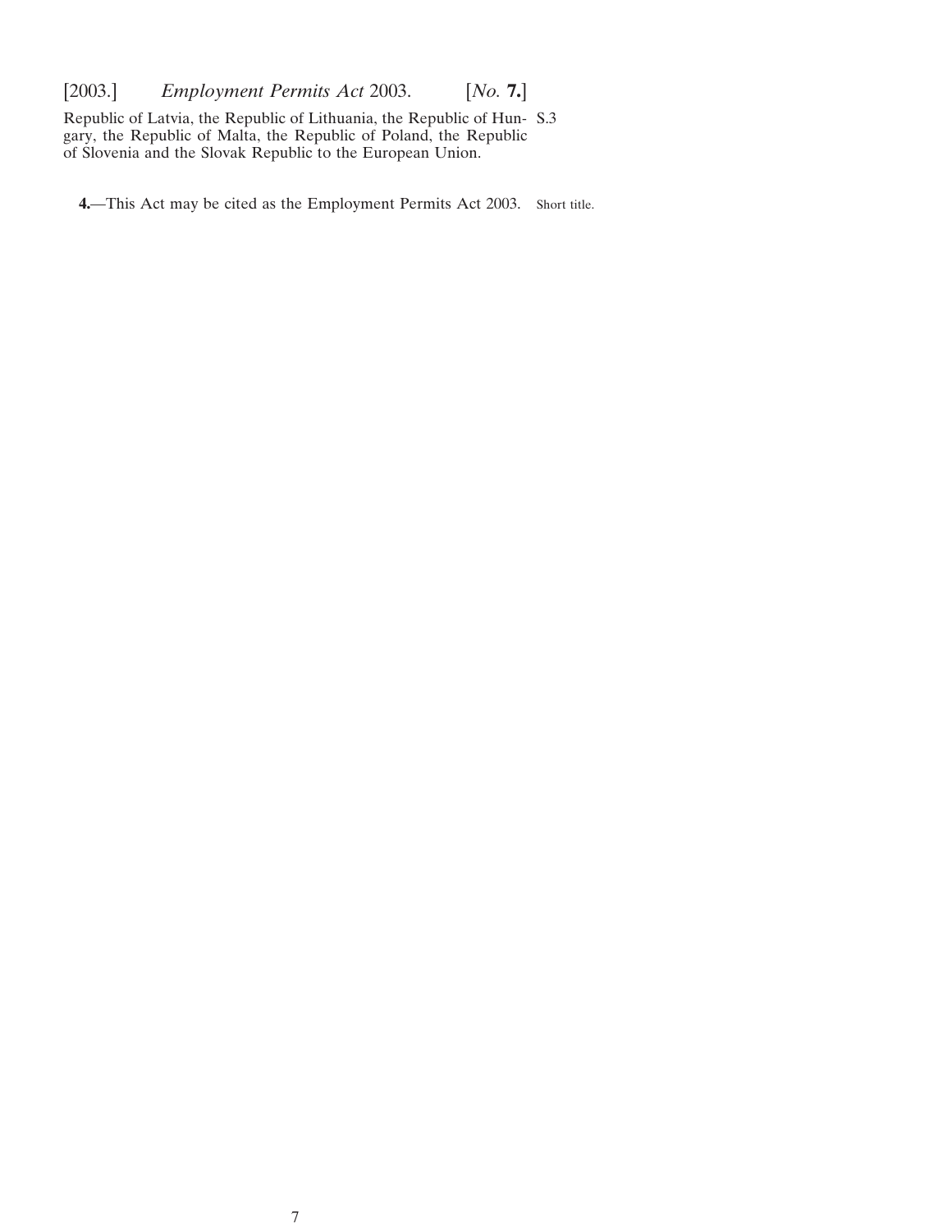Republic of Latvia, the Republic of Lithuania, the Republic of Hungary, the Republic of Malta, the Republic of Poland, the Republic of Slovenia and the Slovak Republic to the European Union.

Short title.

**4.**—This Act may be cited as the Employment Permits Act 2003.